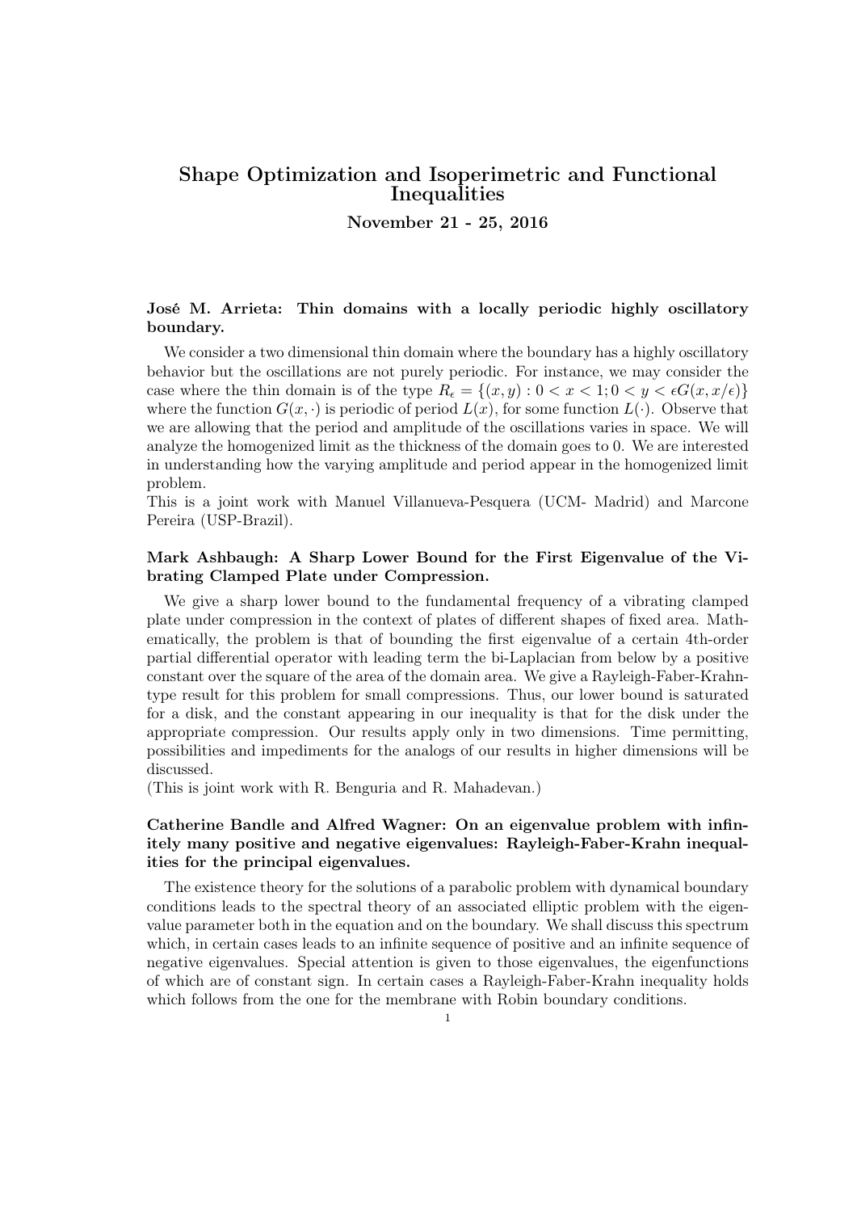# Shape Optimization and Isoperimetric and Functional Inequalities

**November 21 - 25, 2016**

### José M. Arrieta: Thin domains with a locally periodic highly oscillatory boundary.

We consider a two dimensional thin domain where the boundary has a highly oscillatory behavior but the oscillations are not purely periodic. For instance, we may consider the case where the thin domain is of the type $R_\epsilon = \{(x, y) : 0 < x < 1; 0 < y < \epsilon G(x, x/\epsilon)\}$ where the function $G(x, \cdot)$ is periodic of period $L(x)$, for some function $L(\cdot)$. Observe that we are allowing that the period and amplitude of the oscillations varies in space. We will analyze the homogenized limit as the thickness of the domain goes to 0. We are interested in understanding how the varying amplitude and period appear in the homogenized limit problem.
This is a joint work with Manuel Villanueva-Pesquera (UCM- Madrid) and Marcone Pereira (USP-Brazil).

### Mark Ashbaugh: A Sharp Lower Bound for the First Eigenvalue of the Vibrating Clamped Plate under Compression.

We give a sharp lower bound to the fundamental frequency of a vibrating clamped plate under compression in the context of plates of different shapes of fixed area. Mathematically, the problem is that of bounding the first eigenvalue of a certain 4th-order partial differential operator with leading term the bi-Laplacian from below by a positive constant over the square of the area of the domain area. We give a Rayleigh-Faber-Krahn-type result for this problem for small compressions. Thus, our lower bound is saturated for a disk, and the constant appearing in our inequality is that for the disk under the appropriate compression. Our results apply only in two dimensions. Time permitting, possibilities and impediments for the analogs of our results in higher dimensions will be discussed.
(This is joint work with R. Benguria and R. Mahadevan.)

### Catherine Bandle and Alfred Wagner: On an eigenvalue problem with infinitely many positive and negative eigenvalues: Rayleigh-Faber-Krahn inequalities for the principal eigenvalues.

The existence theory for the solutions of a parabolic problem with dynamical boundary conditions leads to the spectral theory of an associated elliptic problem with the eigenvalue parameter both in the equation and on the boundary. We shall discuss this spectrum which, in certain cases leads to an infinite sequence of positive and an infinite sequence of negative eigenvalues. Special attention is given to those eigenvalues, the eigenfunctions of which are of constant sign. In certain cases a Rayleigh-Faber-Krahn inequality holds which follows from the one for the membrane with Robin boundary conditions.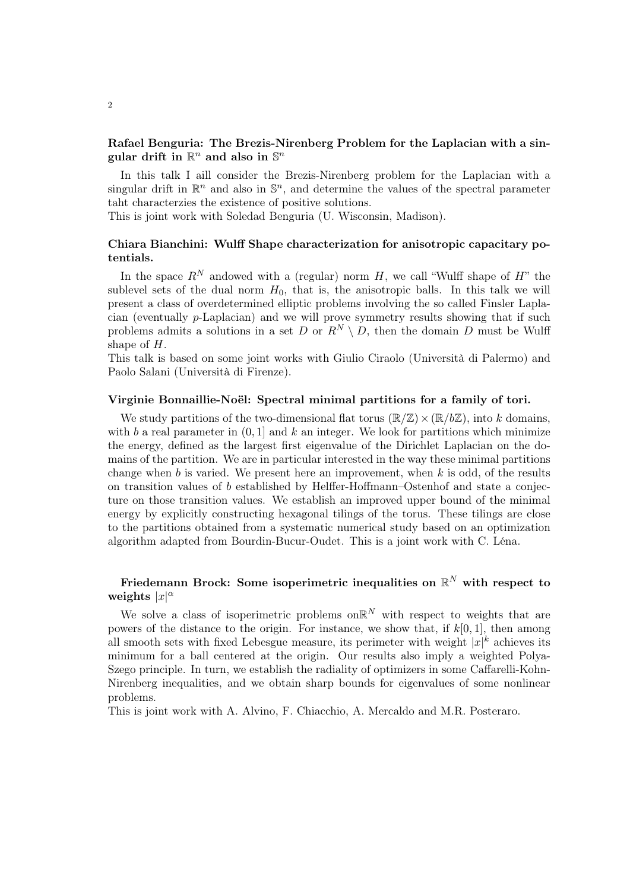### Rafael Benguria: The Brezis-Nirenberg Problem for the Laplacian with a singular drift in $\mathbb{R}^n$ and also in $\mathbb{S}^n$

In this talk I aill consider the Brezis-Nirenberg problem for the Laplacian with a singular drift in $\mathbb{R}^n$ and also in $\mathbb{S}^n$, and determine the values of the spectral parameter taht characterzies the existence of positive solutions.
This is joint work with Soledad Benguria (U. Wisconsin, Madison).

### Chiara Bianchini: Wulff Shape characterization for anisotropic capacitary potentials.

In the space $R^N$ andowed with a (regular) norm $H$, we call "Wulff shape of $H$" the sublevel sets of the dual norm $H_0$, that is, the anisotropic balls. In this talk we will present a class of overdetermined elliptic problems involving the so called Finsler Laplacian (eventually $p$-Laplacian) and we will prove symmetry results showing that if such problems admits a solutions in a set $D$ or $R^N \setminus D$, then the domain $D$ must be Wulff shape of $H$.
This talk is based on some joint works with Giulio Ciraolo (Università di Palermo) and Paolo Salani (Università di Firenze).

### Virginie Bonnaillie-Noël: Spectral minimal partitions for a family of tori.

We study partitions of the two-dimensional flat torus $(\mathbb{R}/\mathbb{Z}) \times (\mathbb{R}/b\mathbb{Z})$, into $k$ domains, with $b$ a real parameter in $(0, 1]$ and $k$ an integer. We look for partitions which minimize the energy, defined as the largest first eigenvalue of the Dirichlet Laplacian on the domains of the partition. We are in particular interested in the way these minimal partitions change when $b$ is varied. We present here an improvement, when $k$ is odd, of the results on transition values of $b$ established by Helffer-Hoffmann–Ostenhof and state a conjecture on those transition values. We establish an improved upper bound of the minimal energy by explicitly constructing hexagonal tilings of the torus. These tilings are close to the partitions obtained from a systematic numerical study based on an optimization algorithm adapted from Bourdin-Bucur-Oudet. This is a joint work with C. Léna.

### Friedemann Brock: Some isoperimetric inequalities on $\mathbb{R}^N$ with respect to weights $|x|^\alpha$

We solve a class of isoperimetric problems on$\mathbb{R}^N$ with respect to weights that are powers of the distance to the origin. For instance, we show that, if $k[0, 1]$, then among all smooth sets with fixed Lebesgue measure, its perimeter with weight $|x|^k$ achieves its minimum for a ball centered at the origin. Our results also imply a weighted Polya-Szego principle. In turn, we establish the radiality of optimizers in some Caffarelli-Kohn-Nirenberg inequalities, and we obtain sharp bounds for eigenvalues of some nonlinear problems.
This is joint work with A. Alvino, F. Chiacchio, A. Mercaldo and M.R. Posteraro.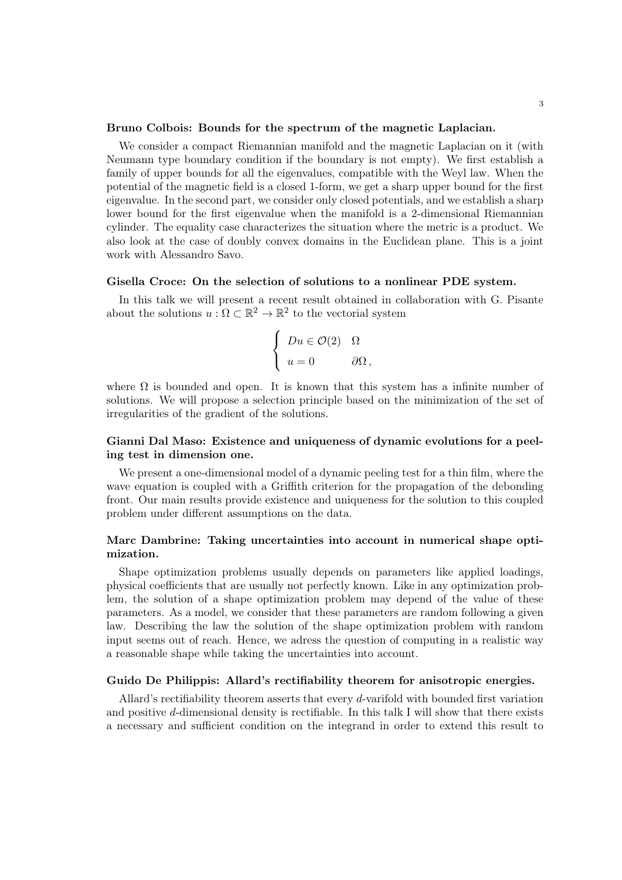**Bruno Colbois: Bounds for the spectrum of the magnetic Laplacian.**

We consider a compact Riemannian manifold and the magnetic Laplacian on it (with Neumann type boundary condition if the boundary is not empty). We first establish a family of upper bounds for all the eigenvalues, compatible with the Weyl law. When the potential of the magnetic field is a closed 1-form, we get a sharp upper bound for the first eigenvalue. In the second part, we consider only closed potentials, and we establish a sharp lower bound for the first eigenvalue when the manifold is a 2-dimensional Riemannian cylinder. The equality case characterizes the situation where the metric is a product. We also look at the case of doubly convex domains in the Euclidean plane. This is a joint work with Alessandro Savo.

**Gisella Croce: On the selection of solutions to a nonlinear PDE system.**

In this talk we will present a recent result obtained in collaboration with G. Pisante about the solutions $u : \Omega \subset \mathbb{R}^2 \to \mathbb{R}^2$ to the vectorial system

$$\begin{cases} Du \in \mathcal{O}(2) & \Omega \\ u = 0 & \partial\Omega\,, \end{cases}$$

where $\Omega$ is bounded and open. It is known that this system has a infinite number of solutions. We will propose a selection principle based on the minimization of the set of irregularities of the gradient of the solutions.

**Gianni Dal Maso: Existence and uniqueness of dynamic evolutions for a peeling test in dimension one.**

We present a one-dimensional model of a dynamic peeling test for a thin film, where the wave equation is coupled with a Griffith criterion for the propagation of the debonding front. Our main results provide existence and uniqueness for the solution to this coupled problem under different assumptions on the data.

**Marc Dambrine: Taking uncertainties into account in numerical shape optimization.**

Shape optimization problems usually depends on parameters like applied loadings, physical coefficients that are usually not perfectly known. Like in any optimization problem, the solution of a shape optimization problem may depend of the value of these parameters. As a model, we consider that these parameters are random following a given law. Describing the law the solution of the shape optimization problem with random input seems out of reach. Hence, we adress the question of computing in a realistic way a reasonable shape while taking the uncertainties into account.

**Guido De Philippis: Allard's rectifiability theorem for anisotropic energies.**

Allard's rectifiability theorem asserts that every $d$-varifold with bounded first variation and positive $d$-dimensional density is rectifiable. In this talk I will show that there exists a necessary and sufficient condition on the integrand in order to extend this result to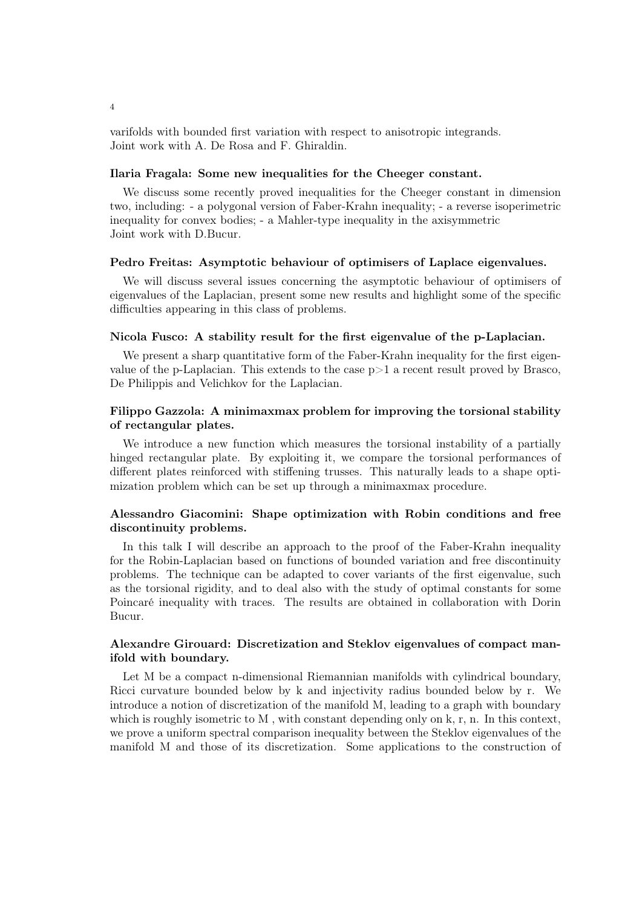varifolds with bounded first variation with respect to anisotropic integrands.
Joint work with A. De Rosa and F. Ghiraldin.

**Ilaria Fragala: Some new inequalities for the Cheeger constant.**

We discuss some recently proved inequalities for the Cheeger constant in dimension two, including: - a polygonal version of Faber-Krahn inequality; - a reverse isoperimetric inequality for convex bodies; - a Mahler-type inequality in the axisymmetric
Joint work with D.Bucur.

**Pedro Freitas: Asymptotic behaviour of optimisers of Laplace eigenvalues.**

We will discuss several issues concerning the asymptotic behaviour of optimisers of eigenvalues of the Laplacian, present some new results and highlight some of the specific difficulties appearing in this class of problems.

**Nicola Fusco: A stability result for the first eigenvalue of the p-Laplacian.**

We present a sharp quantitative form of the Faber-Krahn inequality for the first eigenvalue of the p-Laplacian. This extends to the case $p>1$ a recent result proved by Brasco, De Philippis and Velichkov for the Laplacian.

**Filippo Gazzola: A minimaxmax problem for improving the torsional stability of rectangular plates.**

We introduce a new function which measures the torsional instability of a partially hinged rectangular plate. By exploiting it, we compare the torsional performances of different plates reinforced with stiffening trusses. This naturally leads to a shape optimization problem which can be set up through a minimaxmax procedure.

**Alessandro Giacomini: Shape optimization with Robin conditions and free discontinuity problems.**

In this talk I will describe an approach to the proof of the Faber-Krahn inequality for the Robin-Laplacian based on functions of bounded variation and free discontinuity problems. The technique can be adapted to cover variants of the first eigenvalue, such as the torsional rigidity, and to deal also with the study of optimal constants for some Poincaré inequality with traces. The results are obtained in collaboration with Dorin Bucur.

**Alexandre Girouard: Discretization and Steklov eigenvalues of compact manifold with boundary.**

Let M be a compact n-dimensional Riemannian manifolds with cylindrical boundary, Ricci curvature bounded below by k and injectivity radius bounded below by r. We introduce a notion of discretization of the manifold M, leading to a graph with boundary which is roughly isometric to M , with constant depending only on k, r, n. In this context, we prove a uniform spectral comparison inequality between the Steklov eigenvalues of the manifold M and those of its discretization. Some applications to the construction of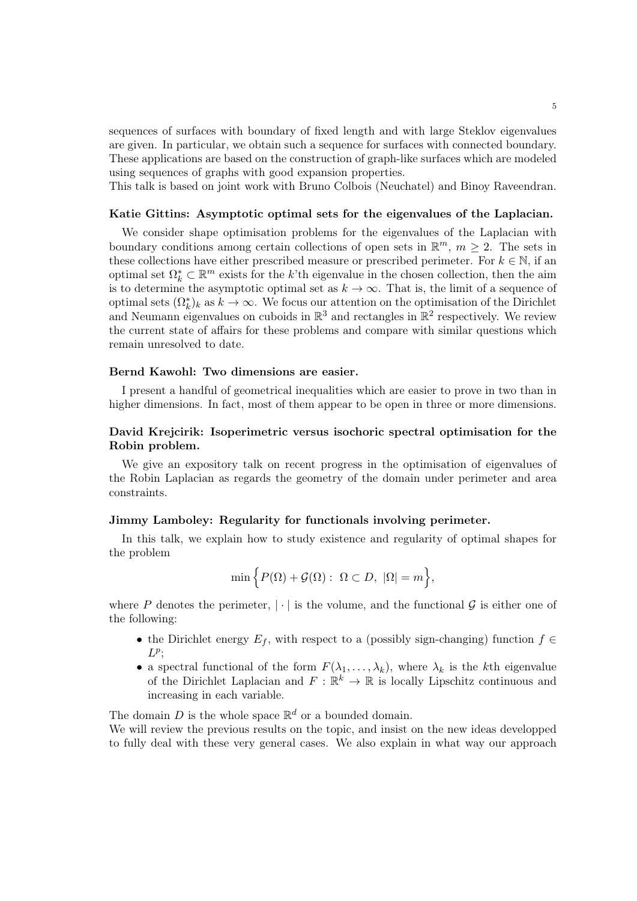sequences of surfaces with boundary of fixed length and with large Steklov eigenvalues are given. In particular, we obtain such a sequence for surfaces with connected boundary. These applications are based on the construction of graph-like surfaces which are modeled using sequences of graphs with good expansion properties.
This talk is based on joint work with Bruno Colbois (Neuchatel) and Binoy Raveendran.

### Katie Gittins: Asymptotic optimal sets for the eigenvalues of the Laplacian.

We consider shape optimisation problems for the eigenvalues of the Laplacian with boundary conditions among certain collections of open sets in $\mathbb{R}^m$, $m \geq 2$. The sets in these collections have either prescribed measure or prescribed perimeter. For $k \in \mathbb{N}$, if an optimal set $\Omega_k^* \subset \mathbb{R}^m$ exists for the $k$'th eigenvalue in the chosen collection, then the aim is to determine the asymptotic optimal set as $k \to \infty$. That is, the limit of a sequence of optimal sets $(\Omega_k^*)_k$ as $k \to \infty$. We focus our attention on the optimisation of the Dirichlet and Neumann eigenvalues on cuboids in $\mathbb{R}^3$ and rectangles in $\mathbb{R}^2$ respectively. We review the current state of affairs for these problems and compare with similar questions which remain unresolved to date.

### Bernd Kawohl: Two dimensions are easier.

I present a handful of geometrical inequalities which are easier to prove in two than in higher dimensions. In fact, most of them appear to be open in three or more dimensions.

### David Krejcirik: Isoperimetric versus isochoric spectral optimisation for the Robin problem.

We give an expository talk on recent progress in the optimisation of eigenvalues of the Robin Laplacian as regards the geometry of the domain under perimeter and area constraints.

### Jimmy Lamboley: Regularity for functionals involving perimeter.

In this talk, we explain how to study existence and regularity of optimal shapes for the problem

$$\min \Big\{ P(\Omega) + \mathcal{G}(\Omega) : \ \Omega \subset D, \ |\Omega| = m \Big\},$$

where $P$ denotes the perimeter, $|\cdot|$ is the volume, and the functional $\mathcal{G}$ is either one of the following:

- the Dirichlet energy $E_f$, with respect to a (possibly sign-changing) function $f \in L^p$;
- a spectral functional of the form $F(\lambda_1, \dots, \lambda_k)$, where $\lambda_k$ is the $k$th eigenvalue of the Dirichlet Laplacian and $F : \mathbb{R}^k \to \mathbb{R}$ is locally Lipschitz continuous and increasing in each variable.

The domain $D$ is the whole space $\mathbb{R}^d$ or a bounded domain.
We will review the previous results on the topic, and insist on the new ideas developped to fully deal with these very general cases. We also explain in what way our approach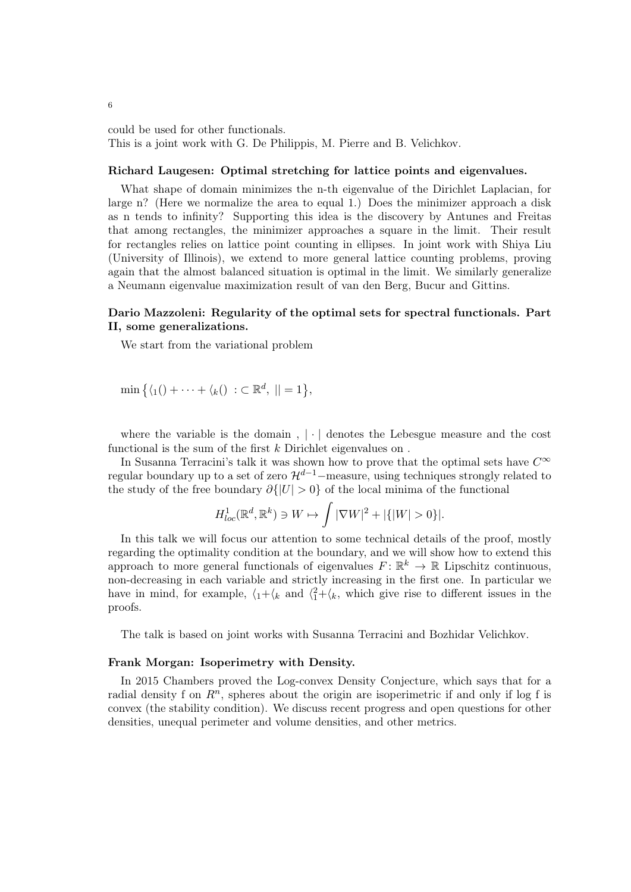could be used for other functionals.
This is a joint work with G. De Philippis, M. Pierre and B. Velichkov.

**Richard Laugesen: Optimal stretching for lattice points and eigenvalues.**

What shape of domain minimizes the n-th eigenvalue of the Dirichlet Laplacian, for large n? (Here we normalize the area to equal 1.) Does the minimizer approach a disk as n tends to infinity? Supporting this idea is the discovery by Antunes and Freitas that among rectangles, the minimizer approaches a square in the limit. Their result for rectangles relies on lattice point counting in ellipses. In joint work with Shiya Liu (University of Illinois), we extend to more general lattice counting problems, proving again that the almost balanced situation is optimal in the limit. We similarly generalize a Neumann eigenvalue maximization result of van den Berg, Bucur and Gittins.

**Dario Mazzoleni: Regularity of the optimal sets for spectral functionals. Part II, some generalizations.**

We start from the variational problem

$$\min\big\{\langle_1() + \cdots + \langle_k() \ : \subset \mathbb{R}^d,\ || = 1\big\},$$

where the variable is the domain , $|\cdot|$ denotes the Lebesgue measure and the cost functional is the sum of the first $k$ Dirichlet eigenvalues on .

In Susanna Terracini's talk it was shown how to prove that the optimal sets have $C^\infty$ regular boundary up to a set of zero $\mathcal{H}^{d-1}-$measure, using techniques strongly related to the study of the free boundary $\partial\{|U| > 0\}$ of the local minima of the functional

$$H^1_{loc}(\mathbb{R}^d, \mathbb{R}^k) \ni W \mapsto \int |\nabla W|^2 + |\{|W| > 0\}|.$$

In this talk we will focus our attention to some technical details of the proof, mostly regarding the optimality condition at the boundary, and we will show how to extend this approach to more general functionals of eigenvalues $F\colon \mathbb{R}^k \to \mathbb{R}$ Lipschitz continuous, non-decreasing in each variable and strictly increasing in the first one. In particular we have in mind, for example, $\langle_1 + \langle_k$ and $\langle_1^2 + \langle_k$, which give rise to different issues in the proofs.

The talk is based on joint works with Susanna Terracini and Bozhidar Velichkov.

**Frank Morgan: Isoperimetry with Density.**

In 2015 Chambers proved the Log-convex Density Conjecture, which says that for a radial density f on $R^n$, spheres about the origin are isoperimetric if and only if log f is convex (the stability condition). We discuss recent progress and open questions for other densities, unequal perimeter and volume densities, and other metrics.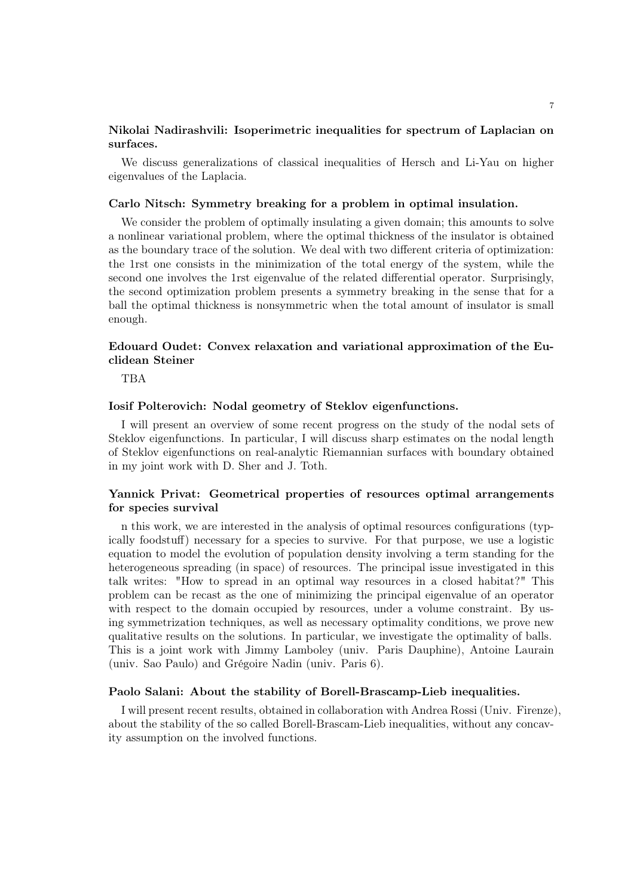**Nikolai Nadirashvili: Isoperimetric inequalities for spectrum of Laplacian on surfaces.**

We discuss generalizations of classical inequalities of Hersch and Li-Yau on higher eigenvalues of the Laplacia.

**Carlo Nitsch: Symmetry breaking for a problem in optimal insulation.**

We consider the problem of optimally insulating a given domain; this amounts to solve a nonlinear variational problem, where the optimal thickness of the insulator is obtained as the boundary trace of the solution. We deal with two different criteria of optimization: the 1rst one consists in the minimization of the total energy of the system, while the second one involves the 1rst eigenvalue of the related differential operator. Surprisingly, the second optimization problem presents a symmetry breaking in the sense that for a ball the optimal thickness is nonsymmetric when the total amount of insulator is small enough.

**Edouard Oudet: Convex relaxation and variational approximation of the Euclidean Steiner**

TBA

**Iosif Polterovich: Nodal geometry of Steklov eigenfunctions.**

I will present an overview of some recent progress on the study of the nodal sets of Steklov eigenfunctions. In particular, I will discuss sharp estimates on the nodal length of Steklov eigenfunctions on real-analytic Riemannian surfaces with boundary obtained in my joint work with D. Sher and J. Toth.

**Yannick Privat: Geometrical properties of resources optimal arrangements for species survival**

n this work, we are interested in the analysis of optimal resources configurations (typically foodstuff) necessary for a species to survive. For that purpose, we use a logistic equation to model the evolution of population density involving a term standing for the heterogeneous spreading (in space) of resources. The principal issue investigated in this talk writes: "How to spread in an optimal way resources in a closed habitat?" This problem can be recast as the one of minimizing the principal eigenvalue of an operator with respect to the domain occupied by resources, under a volume constraint. By using symmetrization techniques, as well as necessary optimality conditions, we prove new qualitative results on the solutions. In particular, we investigate the optimality of balls. This is a joint work with Jimmy Lamboley (univ. Paris Dauphine), Antoine Laurain (univ. Sao Paulo) and Grégoire Nadin (univ. Paris 6).

**Paolo Salani: About the stability of Borell-Brascamp-Lieb inequalities.**

I will present recent results, obtained in collaboration with Andrea Rossi (Univ. Firenze), about the stability of the so called Borell-Brascam-Lieb inequalities, without any concavity assumption on the involved functions.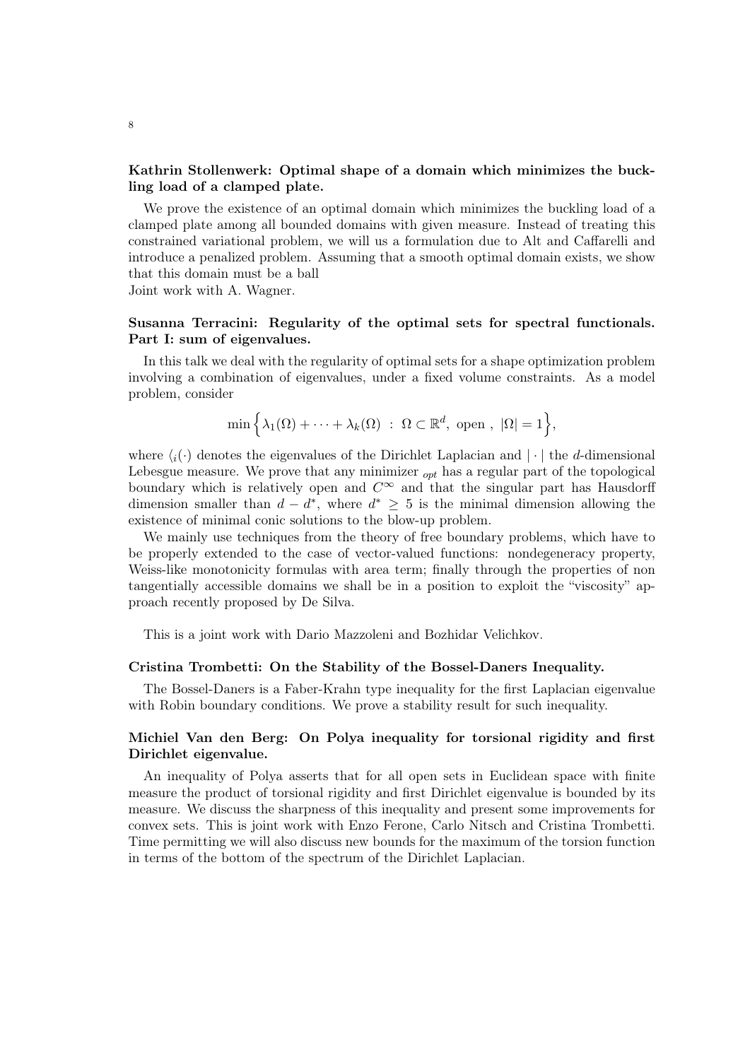**Kathrin Stollenwerk: Optimal shape of a domain which minimizes the buckling load of a clamped plate.**

We prove the existence of an optimal domain which minimizes the buckling load of a clamped plate among all bounded domains with given measure. Instead of treating this constrained variational problem, we will us a formulation due to Alt and Caffarelli and introduce a penalized problem. Assuming that a smooth optimal domain exists, we show that this domain must be a ball
Joint work with A. Wagner.

**Susanna Terracini: Regularity of the optimal sets for spectral functionals. Part I: sum of eigenvalues.**

In this talk we deal with the regularity of optimal sets for a shape optimization problem involving a combination of eigenvalues, under a fixed volume constraints. As a model problem, consider

$$\min\Big\{\lambda_1(\Omega)+\cdots+\lambda_k(\Omega)\ :\ \Omega\subset\mathbb{R}^d,\ \text{open}\ ,\ |\Omega|=1\Big\},$$

where $\langle_i(\cdot)$ denotes the eigenvalues of the Dirichlet Laplacian and $|\cdot|$ the $d$-dimensional Lebesgue measure. We prove that any minimizer $_{opt}$ has a regular part of the topological boundary which is relatively open and $C^\infty$ and that the singular part has Hausdorff dimension smaller than $d-d^*$, where $d^*\geq 5$ is the minimal dimension allowing the existence of minimal conic solutions to the blow-up problem.

We mainly use techniques from the theory of free boundary problems, which have to be properly extended to the case of vector-valued functions: nondegeneracy property, Weiss-like monotonicity formulas with area term; finally through the properties of non tangentially accessible domains we shall be in a position to exploit the "viscosity" approach recently proposed by De Silva.

This is a joint work with Dario Mazzoleni and Bozhidar Velichkov.

**Cristina Trombetti: On the Stability of the Bossel-Daners Inequality.**

The Bossel-Daners is a Faber-Krahn type inequality for the first Laplacian eigenvalue with Robin boundary conditions. We prove a stability result for such inequality.

**Michiel Van den Berg: On Polya inequality for torsional rigidity and first Dirichlet eigenvalue.**

An inequality of Polya asserts that for all open sets in Euclidean space with finite measure the product of torsional rigidity and first Dirichlet eigenvalue is bounded by its measure. We discuss the sharpness of this inequality and present some improvements for convex sets. This is joint work with Enzo Ferone, Carlo Nitsch and Cristina Trombetti. Time permitting we will also discuss new bounds for the maximum of the torsion function in terms of the bottom of the spectrum of the Dirichlet Laplacian.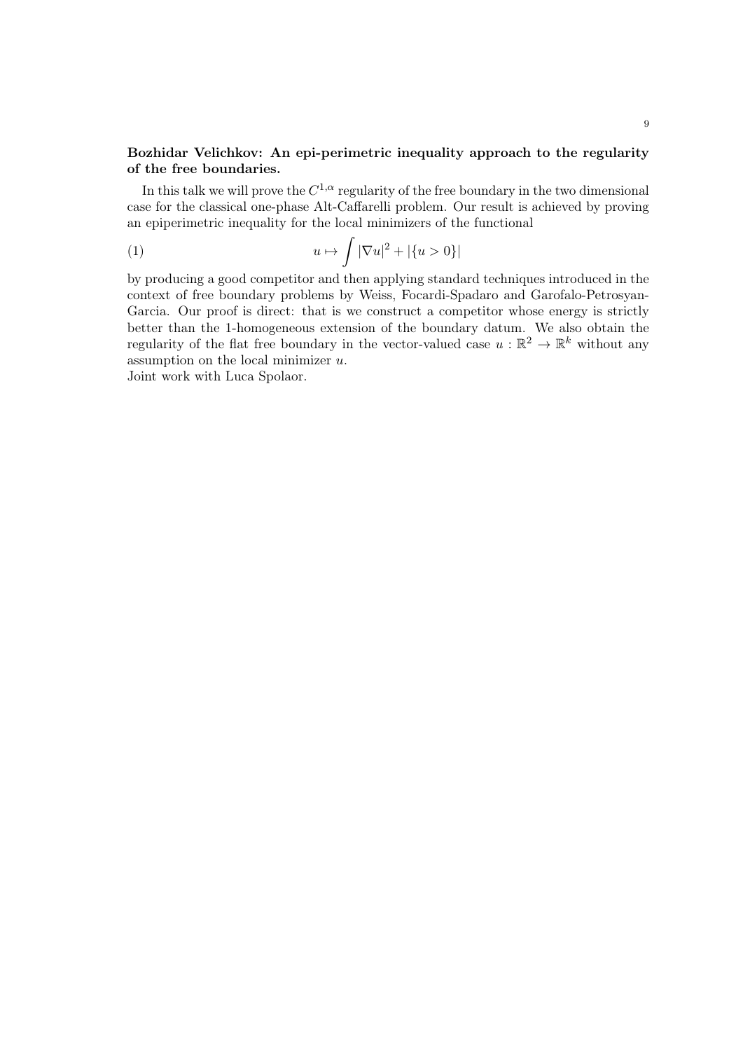**Bozhidar Velichkov: An epi-perimetric inequality approach to the regularity of the free boundaries.**

In this talk we will prove the $C^{1,\alpha}$ regularity of the free boundary in the two dimensional case for the classical one-phase Alt-Caffarelli problem. Our result is achieved by proving an epiperimetric inequality for the local minimizers of the functional

$$u \mapsto \int |\nabla u|^2 + |\{u > 0\}| \tag{1}$$

by producing a good competitor and then applying standard techniques introduced in the context of free boundary problems by Weiss, Focardi-Spadaro and Garofalo-Petrosyan-Garcia. Our proof is direct: that is we construct a competitor whose energy is strictly better than the 1-homogeneous extension of the boundary datum. We also obtain the regularity of the flat free boundary in the vector-valued case $u : \mathbb{R}^2 \to \mathbb{R}^k$ without any assumption on the local minimizer $u$.
Joint work with Luca Spolaor.